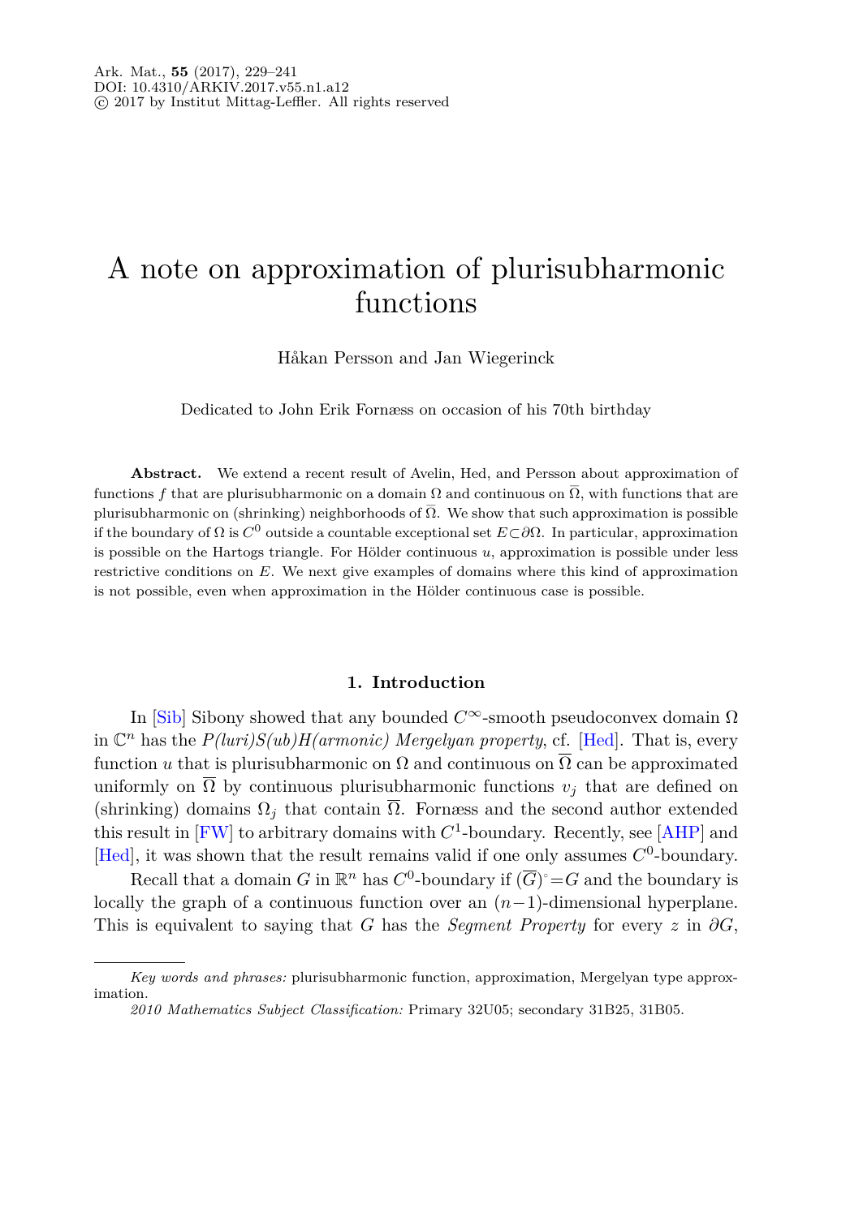# A note on approximation of plurisubharmonic functions

Håkan Persson and Jan Wiegerinck

Dedicated to John Erik Fornæss on occasion of his 70th birthday

**Abstract.** We extend a recent result of Avelin, Hed, and Persson about approximation of functions $f$ that are plurisubharmonic on a domain $\Omega$ and continuous on $\overline{\Omega}$, with functions that are plurisubharmonic on (shrinking) neighborhoods of $\overline{\Omega}$. We show that such approximation is possible if the boundary of $\Omega$ is $C^0$ outside a countable exceptional set $E\subset\partial\Omega$. In particular, approximation is possible on the Hartogs triangle. For Hölder continuous $u$, approximation is possible under less restrictive conditions on $E$. We next give examples of domains where this kind of approximation is not possible, even when approximation in the Hölder continuous case is possible.

## 1. Introduction

In [Sib] Sibony showed that any bounded $C^\infty$-smooth pseudoconvex domain $\Omega$ in $\mathbb{C}^n$ has the *P(luri)S(ub)H(armonic) Mergelyan property*, cf. [Hed]. That is, every function $u$ that is plurisubharmonic on $\Omega$ and continuous on $\overline{\Omega}$ can be approximated uniformly on $\overline{\Omega}$ by continuous plurisubharmonic functions $v_j$ that are defined on (shrinking) domains $\Omega_j$ that contain $\overline{\Omega}$. Fornæss and the second author extended this result in [FW] to arbitrary domains with $C^1$-boundary. Recently, see [AHP] and [Hed], it was shown that the result remains valid if one only assumes $C^0$-boundary.

Recall that a domain $G$ in $\mathbb{R}^n$ has $C^0$-boundary if $(\overline{G})^\circ=G$ and the boundary is locally the graph of a continuous function over an $(n-1)$-dimensional hyperplane. This is equivalent to saying that $G$ has the *Segment Property* for every $z$ in $\partial G$,

---

*Key words and phrases:* plurisubharmonic function, approximation, Mergelyan type approximation.

*2010 Mathematics Subject Classification:* Primary 32U05; secondary 31B25, 31B05.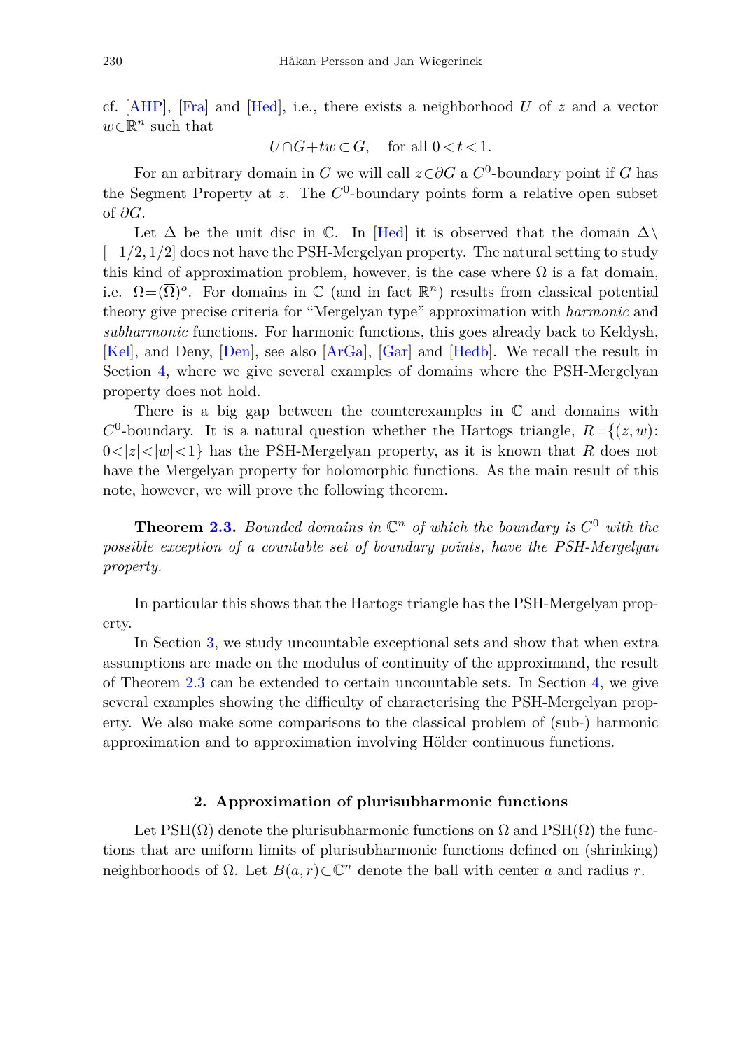cf. [AHP], [Fra] and [Hed], i.e., there exists a neighborhood $U$ of $z$ and a vector $w\in\mathbb{R}^n$ such that

$$U\cap\overline{G}+tw\subset G, \quad \text{for all } 0<t<1.$$

For an arbitrary domain in $G$ we will call $z\in\partial G$ a $C^0$-boundary point if $G$ has the Segment Property at $z$. The $C^0$-boundary points form a relative open subset of $\partial G$.

Let $\Delta$ be the unit disc in $\mathbb{C}$. In [Hed] it is observed that the domain $\Delta\setminus[-1/2,1/2]$ does not have the PSH-Mergelyan property. The natural setting to study this kind of approximation problem, however, is the case where $\Omega$ is a fat domain, i.e. $\Omega=(\overline{\Omega})^o$. For domains in $\mathbb{C}$ (and in fact $\mathbb{R}^n$) results from classical potential theory give precise criteria for "Mergelyan type" approximation with *harmonic* and *subharmonic* functions. For harmonic functions, this goes already back to Keldysh, [Kel], and Deny, [Den], see also [ArGa], [Gar] and [Hedb]. We recall the result in Section 4, where we give several examples of domains where the PSH-Mergelyan property does not hold.

There is a big gap between the counterexamples in $\mathbb{C}$ and domains with $C^0$-boundary. It is a natural question whether the Hartogs triangle, $R=\{(z,w): 0<|z|<|w|<1\}$ has the PSH-Mergelyan property, as it is known that $R$ does not have the Mergelyan property for holomorphic functions. As the main result of this note, however, we will prove the following theorem.

**Theorem 2.3.** *Bounded domains in $\mathbb{C}^n$ of which the boundary is $C^0$ with the possible exception of a countable set of boundary points, have the PSH-Mergelyan property.*

In particular this shows that the Hartogs triangle has the PSH-Mergelyan property.

In Section 3, we study uncountable exceptional sets and show that when extra assumptions are made on the modulus of continuity of the approximand, the result of Theorem 2.3 can be extended to certain uncountable sets. In Section 4, we give several examples showing the difficulty of characterising the PSH-Mergelyan property. We also make some comparisons to the classical problem of (sub-) harmonic approximation and to approximation involving Hölder continuous functions.

## 2. Approximation of plurisubharmonic functions

Let $\mathrm{PSH}(\Omega)$ denote the plurisubharmonic functions on $\Omega$ and $\mathrm{PSH}(\overline{\Omega})$ the functions that are uniform limits of plurisubharmonic functions defined on (shrinking) neighborhoods of $\overline{\Omega}$. Let $B(a,r)\subset\mathbb{C}^n$ denote the ball with center $a$ and radius $r$.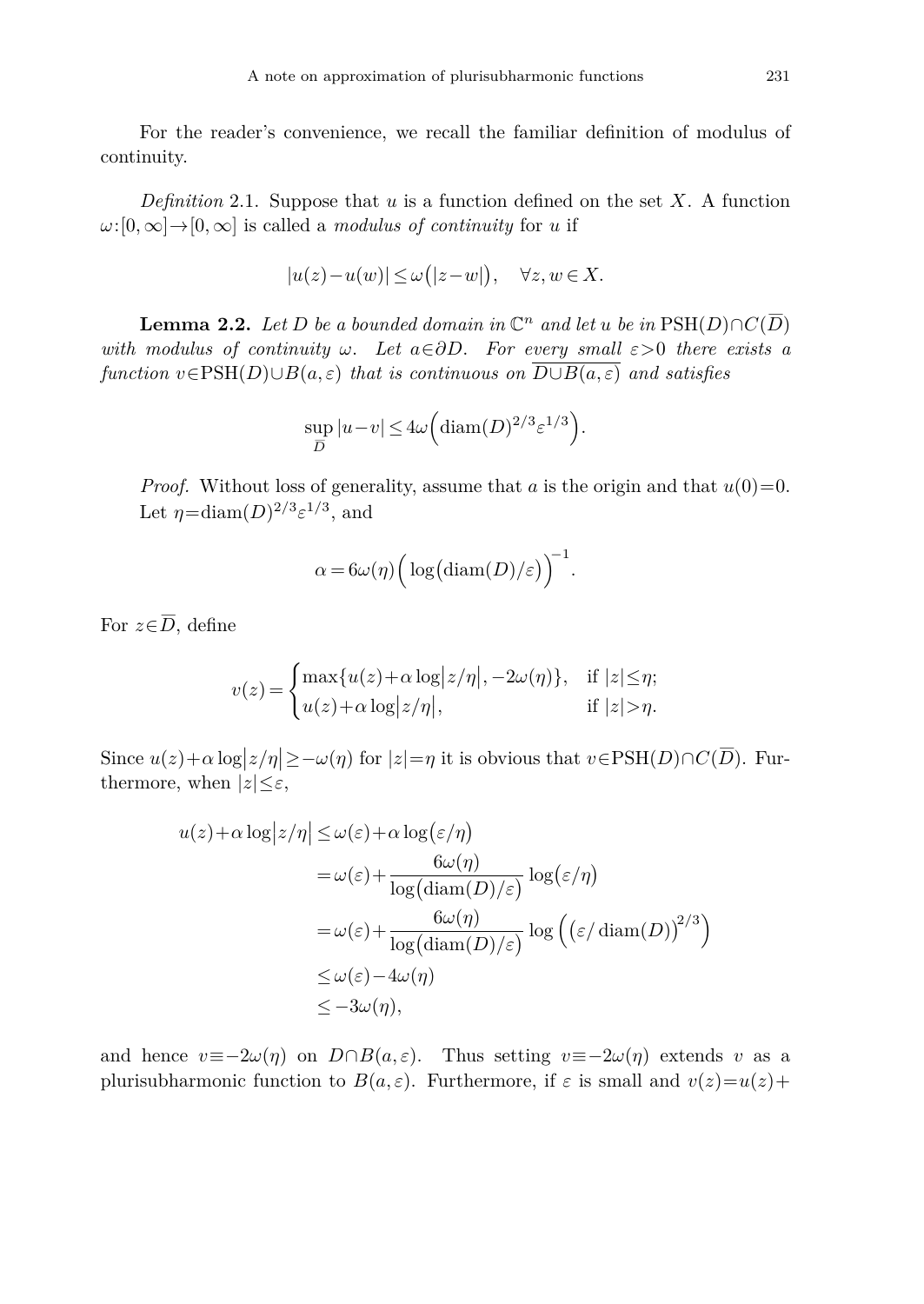For the reader's convenience, we recall the familiar definition of modulus of continuity.

*Definition* 2.1. Suppose that $u$ is a function defined on the set $X$. A function $\omega:[0,\infty]\to[0,\infty]$ is called a *modulus of continuity* for $u$ if

$$|u(z)-u(w)|\le\omega\big(|z-w|\big),\quad \forall z,w\in X.$$

**Lemma 2.2.** *Let $D$ be a bounded domain in $\mathbb{C}^n$ and let $u$ be in $\mathrm{PSH}(D)\cap C(\overline{D})$ with modulus of continuity $\omega$. Let $a\in\partial D$. For every small $\varepsilon>0$ there exists a function $v\in\mathrm{PSH}(D)\cup B(a,\varepsilon)$ that is continuous on $\overline{D\cup B(a,\varepsilon)}$ and satisfies*

$$\sup_{\overline{D}}|u-v|\le 4\omega\Big(\operatorname{diam}(D)^{2/3}\varepsilon^{1/3}\Big).$$

*Proof.* Without loss of generality, assume that $a$ is the origin and that $u(0)=0$. Let $\eta=\operatorname{diam}(D)^{2/3}\varepsilon^{1/3}$, and

$$\alpha=6\omega(\eta)\Big(\log\big(\operatorname{diam}(D)/\varepsilon\big)\Big)^{-1}.$$

For $z\in\overline{D}$, define

$$v(z)=\begin{cases}\max\{u(z)+\alpha\log\big|z/\eta\big|,-2\omega(\eta)\}, & \text{if } |z|\le\eta;\\ u(z)+\alpha\log\big|z/\eta\big|, & \text{if } |z|>\eta.\end{cases}$$

Since $u(z)+\alpha\log\big|z/\eta\big|\ge-\omega(\eta)$ for $|z|=\eta$ it is obvious that $v\in\mathrm{PSH}(D)\cap C(\overline{D})$. Furthermore, when $|z|\le\varepsilon$,

$$\begin{aligned}
u(z)+\alpha\log\big|z/\eta\big| &\le \omega(\varepsilon)+\alpha\log\big(\varepsilon/\eta\big)\\
&=\omega(\varepsilon)+\frac{6\omega(\eta)}{\log\big(\operatorname{diam}(D)/\varepsilon\big)}\log\big(\varepsilon/\eta\big)\\
&=\omega(\varepsilon)+\frac{6\omega(\eta)}{\log\big(\operatorname{diam}(D)/\varepsilon\big)}\log\Big(\big(\varepsilon/\operatorname{diam}(D)\big)^{2/3}\Big)\\
&\le\omega(\varepsilon)-4\omega(\eta)\\
&\le-3\omega(\eta),
\end{aligned}$$

and hence $v\equiv-2\omega(\eta)$ on $D\cap B(a,\varepsilon)$. Thus setting $v\equiv-2\omega(\eta)$ extends $v$ as a plurisubharmonic function to $B(a,\varepsilon)$. Furthermore, if $\varepsilon$ is small and $v(z)=u(z)+$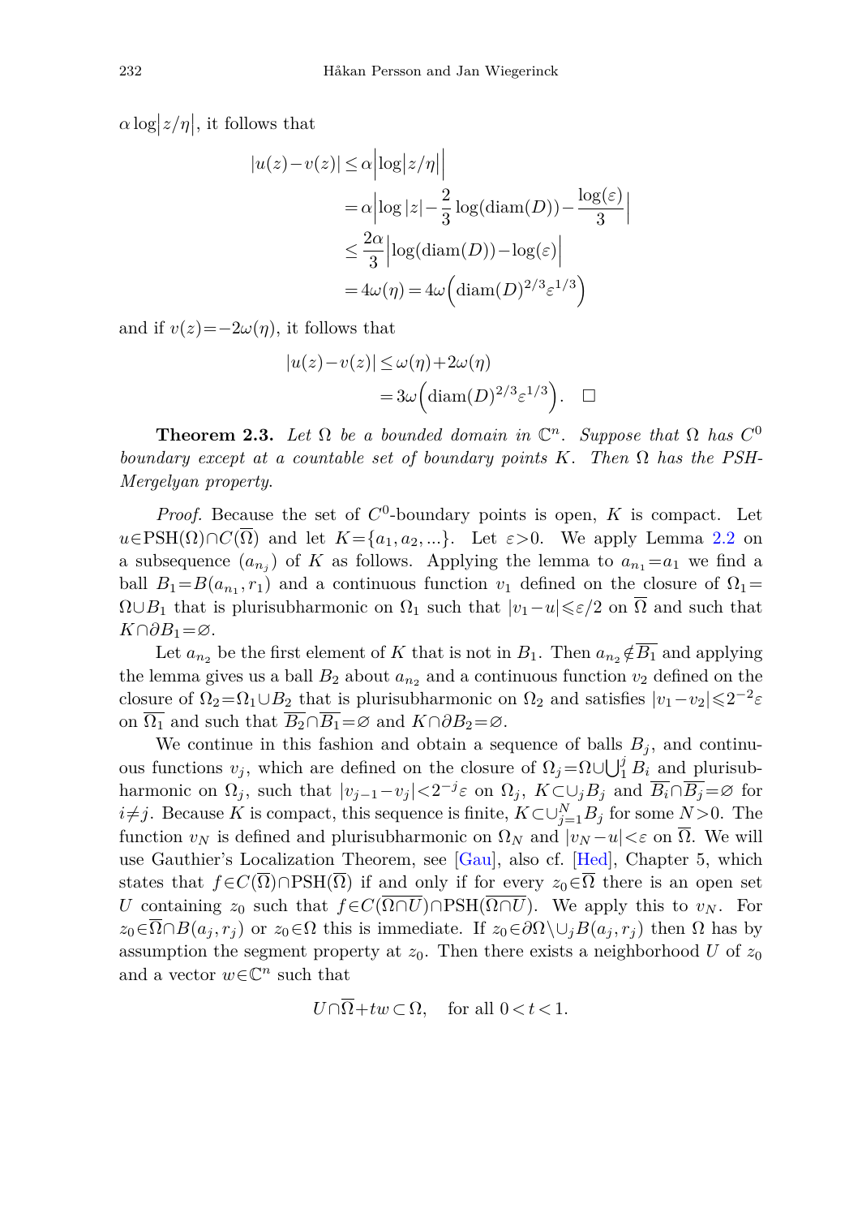$\alpha \log|z/\eta|$, it follows that

$$
\begin{aligned}
|u(z)-v(z)| &\le \alpha\Big|\log\big|z/\eta\big|\Big| \\
&= \alpha\Big|\log|z| - \frac{2}{3}\log(\operatorname{diam}(D)) - \frac{\log(\varepsilon)}{3}\Big| \\
&\le \frac{2\alpha}{3}\Big|\log(\operatorname{diam}(D)) - \log(\varepsilon)\Big| \\
&= 4\omega(\eta) = 4\omega\Big(\operatorname{diam}(D)^{2/3}\varepsilon^{1/3}\Big)
\end{aligned}
$$

and if $v(z)=-2\omega(\eta)$, it follows that

$$
\begin{aligned}
|u(z)-v(z)| &\le \omega(\eta)+2\omega(\eta) \\
&= 3\omega\Big(\operatorname{diam}(D)^{2/3}\varepsilon^{1/3}\Big). \quad \square
\end{aligned}
$$

**Theorem 2.3.** *Let $\Omega$ be a bounded domain in $\mathbb{C}^n$. Suppose that $\Omega$ has $C^0$ boundary except at a countable set of boundary points $K$. Then $\Omega$ has the PSH-Mergelyan property.*

*Proof.* Because the set of $C^0$-boundary points is open, $K$ is compact. Let $u \in \mathrm{PSH}(\Omega)\cap C(\overline{\Omega})$ and let $K=\{a_1,a_2,...\}$. Let $\varepsilon>0$. We apply Lemma 2.2 on a subsequence $(a_{n_j})$ of $K$ as follows. Applying the lemma to $a_{n_1}=a_1$ we find a ball $B_1=B(a_{n_1},r_1)$ and a continuous function $v_1$ defined on the closure of $\Omega_1=\Omega\cup B_1$ that is plurisubharmonic on $\Omega_1$ such that $|v_1-u|\leqslant\varepsilon/2$ on $\overline{\Omega}$ and such that $K\cap\partial B_1=\varnothing$.

Let $a_{n_2}$ be the first element of $K$ that is not in $B_1$. Then $a_{n_2}\notin\overline{B_1}$ and applying the lemma gives us a ball $B_2$ about $a_{n_2}$ and a continuous function $v_2$ defined on the closure of $\Omega_2=\Omega_1\cup B_2$ that is plurisubharmonic on $\Omega_2$ and satisfies $|v_1-v_2|\leqslant 2^{-2}\varepsilon$ on $\overline{\Omega_1}$ and such that $\overline{B_2}\cap\overline{B_1}=\varnothing$ and $K\cap\partial B_2=\varnothing$.

We continue in this fashion and obtain a sequence of balls $B_j$, and continuous functions $v_j$, which are defined on the closure of $\Omega_j=\Omega\cup\bigcup_1^j B_i$ and plurisubharmonic on $\Omega_j$, such that $|v_{j-1}-v_j|<2^{-j}\varepsilon$ on $\Omega_j$, $K\subset\cup_j B_j$ and $\overline{B_i}\cap\overline{B_j}=\varnothing$ for $i\neq j$. Because $K$ is compact, this sequence is finite, $K\subset\cup_{j=1}^N B_j$ for some $N>0$. The function $v_N$ is defined and plurisubharmonic on $\Omega_N$ and $|v_N-u|<\varepsilon$ on $\overline{\Omega}$. We will use Gauthier's Localization Theorem, see [Gau], also cf. [Hed], Chapter 5, which states that $f\in C(\overline{\Omega})\cap\mathrm{PSH}(\overline{\Omega})$ if and only if for every $z_0\in\overline{\Omega}$ there is an open set $U$ containing $z_0$ such that $f\in C(\overline{\Omega\cap U})\cap\mathrm{PSH}(\overline{\Omega\cap U})$. We apply this to $v_N$. For $z_0\in\overline{\Omega}\cap B(a_j,r_j)$ or $z_0\in\Omega$ this is immediate. If $z_0\in\partial\Omega\setminus\cup_j B(a_j,r_j)$ then $\Omega$ has by assumption the segment property at $z_0$. Then there exists a neighborhood $U$ of $z_0$ and a vector $w\in\mathbb{C}^n$ such that

$$
U\cap\overline{\Omega}+tw\subset\Omega, \quad \text{for all } 0<t<1.
$$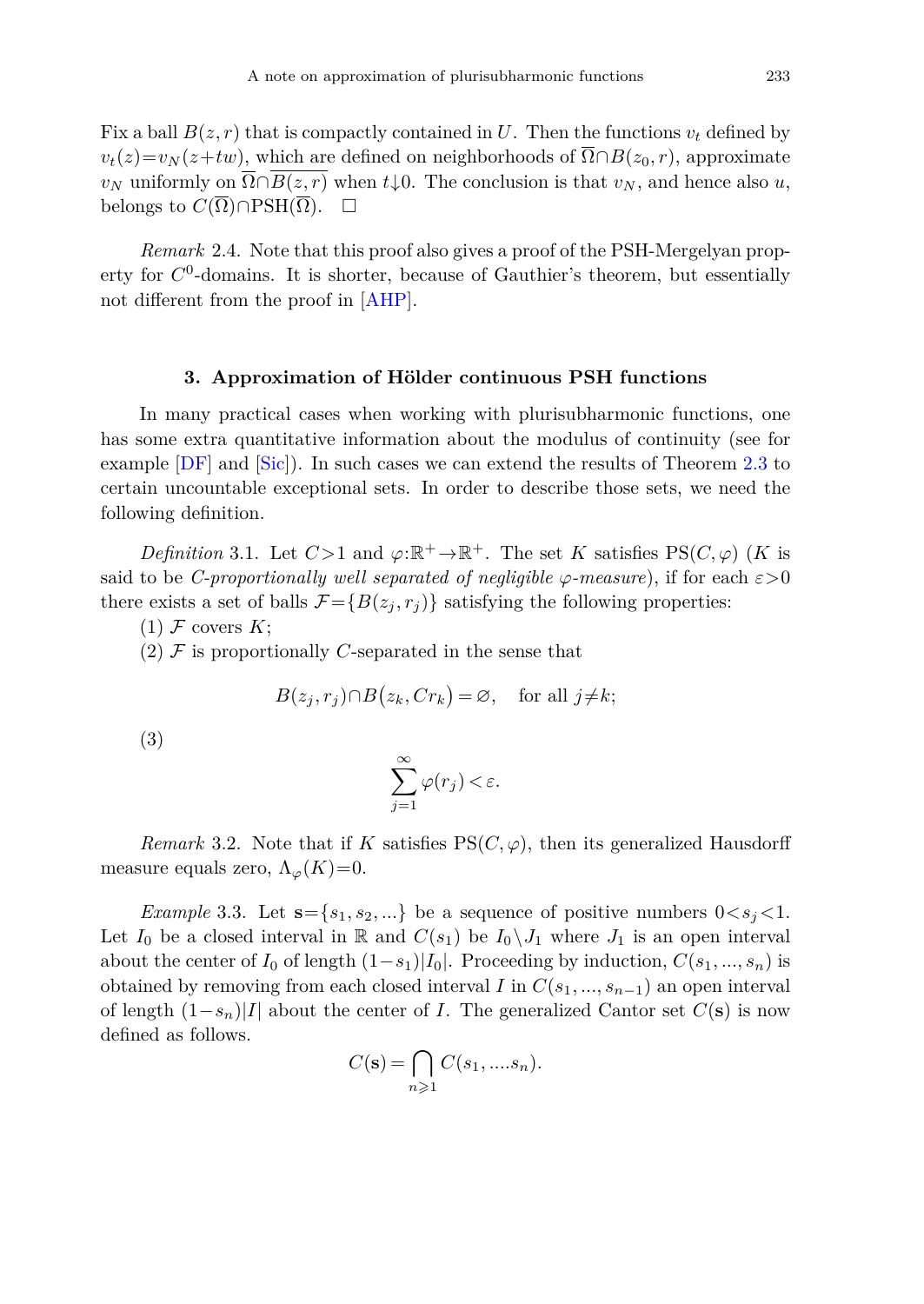Fix a ball $B(z,r)$ that is compactly contained in $U$. Then the functions $v_t$ defined by $v_t(z)=v_N(z+tw)$, which are defined on neighborhoods of $\overline{\Omega}\cap B(z_0,r)$, approximate $v_N$ uniformly on $\overline{\Omega}\cap\overline{B(z,r)}$ when $t\downarrow 0$. The conclusion is that $v_N$, and hence also $u$, belongs to $C(\overline{\Omega})\cap\mathrm{PSH}(\overline{\Omega})$. □

*Remark* 2.4. Note that this proof also gives a proof of the PSH-Mergelyan property for $C^0$-domains. It is shorter, because of Gauthier's theorem, but essentially not different from the proof in [AHP].

## 3. Approximation of Hölder continuous PSH functions

In many practical cases when working with plurisubharmonic functions, one has some extra quantitative information about the modulus of continuity (see for example [DF] and [Sic]). In such cases we can extend the results of Theorem 2.3 to certain uncountable exceptional sets. In order to describe those sets, we need the following definition.

*Definition* 3.1. Let $C>1$ and $\varphi:\mathbb{R}^+\to\mathbb{R}^+$. The set $K$ satisfies $\mathrm{PS}(C,\varphi)$ ($K$ is said to be *C-proportionally well separated of negligible $\varphi$-measure*), if for each $\varepsilon>0$ there exists a set of balls $\mathcal{F}=\{B(z_j,r_j)\}$ satisfying the following properties:

(1) $\mathcal{F}$ covers $K$;

(2) $\mathcal{F}$ is proportionally $C$-separated in the sense that

$$B(z_j,r_j)\cap B(z_k,Cr_k)=\varnothing,\quad \text{for all } j\neq k;$$

(3)

$$\sum_{j=1}^{\infty}\varphi(r_j)<\varepsilon.$$

*Remark* 3.2. Note that if $K$ satisfies $\mathrm{PS}(C,\varphi)$, then its generalized Hausdorff measure equals zero, $\Lambda_\varphi(K)=0$.

*Example* 3.3. Let $\mathbf{s}=\{s_1,s_2,...\}$ be a sequence of positive numbers $0<s_j<1$. Let $I_0$ be a closed interval in $\mathbb{R}$ and $C(s_1)$ be $I_0\setminus J_1$ where $J_1$ is an open interval about the center of $I_0$ of length $(1-s_1)|I_0|$. Proceeding by induction, $C(s_1,...,s_n)$ is obtained by removing from each closed interval $I$ in $C(s_1,...,s_{n-1})$ an open interval of length $(1-s_n)|I|$ about the center of $I$. The generalized Cantor set $C(\mathbf{s})$ is now defined as follows.

$$C(\mathbf{s})=\bigcap_{n\geqslant 1}C(s_1,....s_n).$$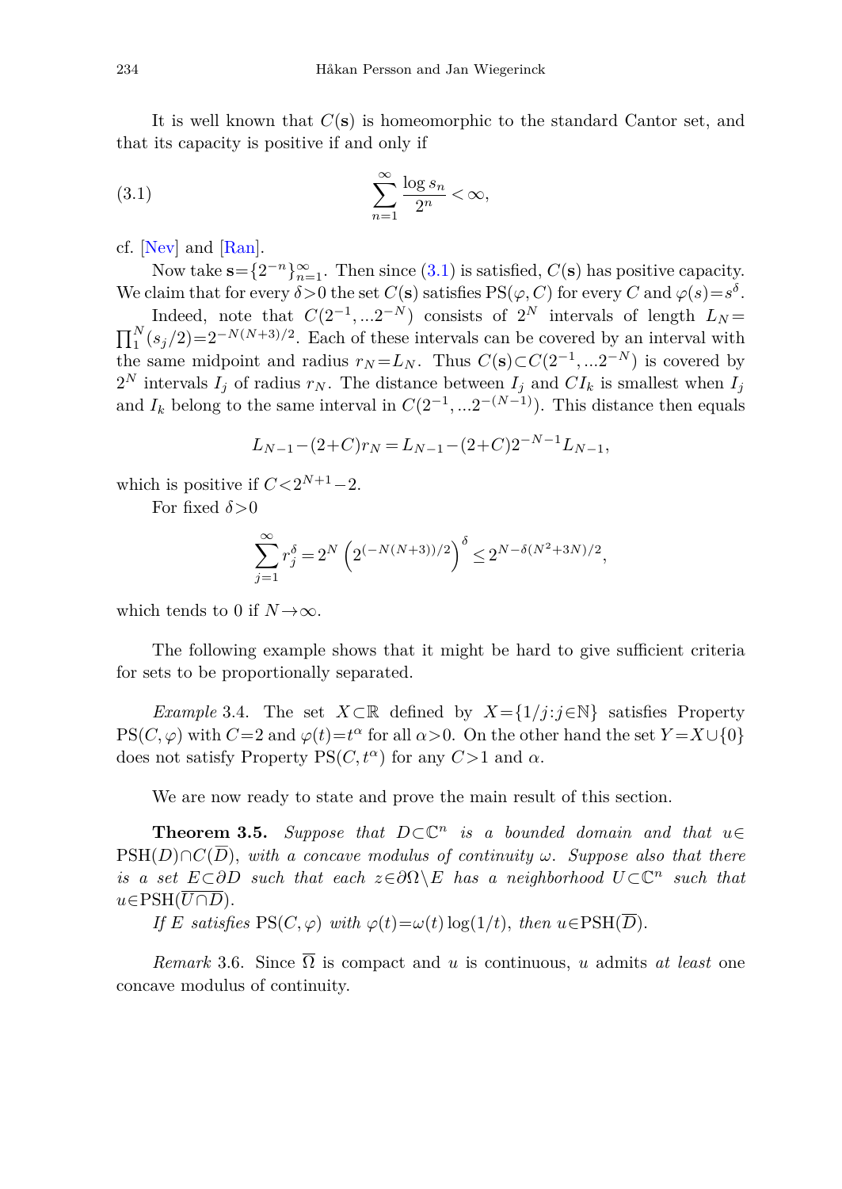It is well known that $C(\mathbf{s})$ is homeomorphic to the standard Cantor set, and that its capacity is positive if and only if

$$\sum_{n=1}^{\infty} \frac{\log s_n}{2^n} < \infty, \tag{3.1}$$

cf. [Nev] and [Ran].

Now take $\mathbf{s}=\{2^{-n}\}_{n=1}^{\infty}$. Then since (3.1) is satisfied, $C(\mathbf{s})$ has positive capacity. We claim that for every $\delta>0$ the set $C(\mathbf{s})$ satisfies $\mathrm{PS}(\varphi, C)$ for every $C$ and $\varphi(s)=s^{\delta}$.

Indeed, note that $C(2^{-1},...2^{-N})$ consists of $2^N$ intervals of length $L_N=\prod_1^N (s_j/2)=2^{-N(N+3)/2}$. Each of these intervals can be covered by an interval with the same midpoint and radius $r_N=L_N$. Thus $C(\mathbf{s})\subset C(2^{-1},...2^{-N})$ is covered by $2^N$ intervals $I_j$ of radius $r_N$. The distance between $I_j$ and $CI_k$ is smallest when $I_j$ and $I_k$ belong to the same interval in $C(2^{-1},...2^{-(N-1)})$. This distance then equals

$$L_{N-1}-(2+C)r_N = L_{N-1}-(2+C)2^{-N-1}L_{N-1},$$

which is positive if $C<2^{N+1}-2$.

For fixed $\delta>0$

$$\sum_{j=1}^{\infty} r_j^{\delta} = 2^N \left(2^{(-N(N+3))/2}\right)^{\delta} \leq 2^{N-\delta(N^2+3N)/2},$$

which tends to 0 if $N\to\infty$.

The following example shows that it might be hard to give sufficient criteria for sets to be proportionally separated.

*Example* 3.4. The set $X\subset\mathbb{R}$ defined by $X=\{1/j : j\in\mathbb{N}\}$ satisfies Property $\mathrm{PS}(C,\varphi)$ with $C=2$ and $\varphi(t)=t^{\alpha}$ for all $\alpha>0$. On the other hand the set $Y=X\cup\{0\}$ does not satisfy Property $\mathrm{PS}(C,t^{\alpha})$ for any $C>1$ and $\alpha$.

We are now ready to state and prove the main result of this section.

**Theorem 3.5.** *Suppose that $D\subset\mathbb{C}^n$ is a bounded domain and that $u\in \mathrm{PSH}(D)\cap C(\overline{D})$, with a concave modulus of continuity $\omega$. Suppose also that there is a set $E\subset\partial D$ such that each $z\in\partial\Omega\setminus E$ has a neighborhood $U\subset\mathbb{C}^n$ such that $u\in\mathrm{PSH}(\overline{U\cap D})$.*

*If $E$ satisfies $\mathrm{PS}(C,\varphi)$ with $\varphi(t)=\omega(t)\log(1/t)$, then $u\in\mathrm{PSH}(\overline{D})$.*

*Remark* 3.6. Since $\overline{\Omega}$ is compact and $u$ is continuous, $u$ admits *at least* one concave modulus of continuity.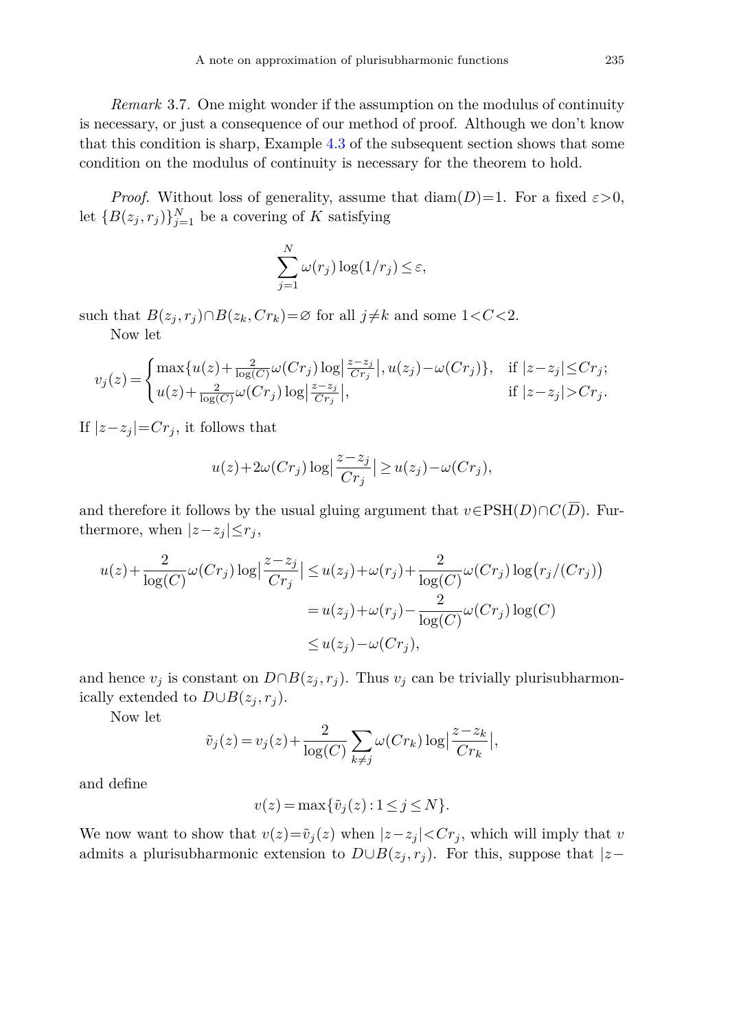*Remark* 3.7. One might wonder if the assumption on the modulus of continuity is necessary, or just a consequence of our method of proof. Although we don't know that this condition is sharp, Example 4.3 of the subsequent section shows that some condition on the modulus of continuity is necessary for the theorem to hold.

*Proof.* Without loss of generality, assume that $\operatorname{diam}(D)=1$. For a fixed $\varepsilon>0$, let $\{B(z_j,r_j)\}_{j=1}^N$ be a covering of $K$ satisfying

$$\sum_{j=1}^{N}\omega(r_j)\log(1/r_j)\le\varepsilon,$$

such that $B(z_j,r_j)\cap B(z_k,Cr_k)=\varnothing$ for all $j\neq k$ and some $1<C<2$.

Now let

$$v_j(z)=\begin{cases}\max\{u(z)+\frac{2}{\log(C)}\omega(Cr_j)\log\bigl|\frac{z-z_j}{Cr_j}\bigr|,u(z_j)-\omega(Cr_j)\}, & \text{if } |z-z_j|\le Cr_j;\\ u(z)+\frac{2}{\log(C)}\omega(Cr_j)\log\bigl|\frac{z-z_j}{Cr_j}\bigr|, & \text{if } |z-z_j|>Cr_j.\end{cases}$$

If $|z-z_j|=Cr_j$, it follows that

$$u(z)+2\omega(Cr_j)\log\Bigl|\frac{z-z_j}{Cr_j}\Bigr|\ge u(z_j)-\omega(Cr_j),$$

and therefore it follows by the usual gluing argument that $v\in\operatorname{PSH}(D)\cap C(\overline{D})$. Furthermore, when $|z-z_j|\le r_j$,

$$\begin{aligned}u(z)+\frac{2}{\log(C)}\omega(Cr_j)\log\Bigl|\frac{z-z_j}{Cr_j}\Bigr| &\le u(z_j)+\omega(r_j)+\frac{2}{\log(C)}\omega(Cr_j)\log\bigl(r_j/(Cr_j)\bigr)\\ &=u(z_j)+\omega(r_j)-\frac{2}{\log(C)}\omega(Cr_j)\log(C)\\ &\le u(z_j)-\omega(Cr_j),\end{aligned}$$

and hence $v_j$ is constant on $D\cap B(z_j,r_j)$. Thus $v_j$ can be trivially plurisubharmonically extended to $D\cup B(z_j,r_j)$.

Now let

$$\tilde{v}_j(z)=v_j(z)+\frac{2}{\log(C)}\sum_{k\neq j}\omega(Cr_k)\log\Bigl|\frac{z-z_k}{Cr_k}\Bigr|,$$

and define

$$v(z)=\max\{\tilde{v}_j(z):1\le j\le N\}.$$

We now want to show that $v(z)=\tilde{v}_j(z)$ when $|z-z_j|<Cr_j$, which will imply that $v$ admits a plurisubharmonic extension to $D\cup B(z_j,r_j)$. For this, suppose that $|z-$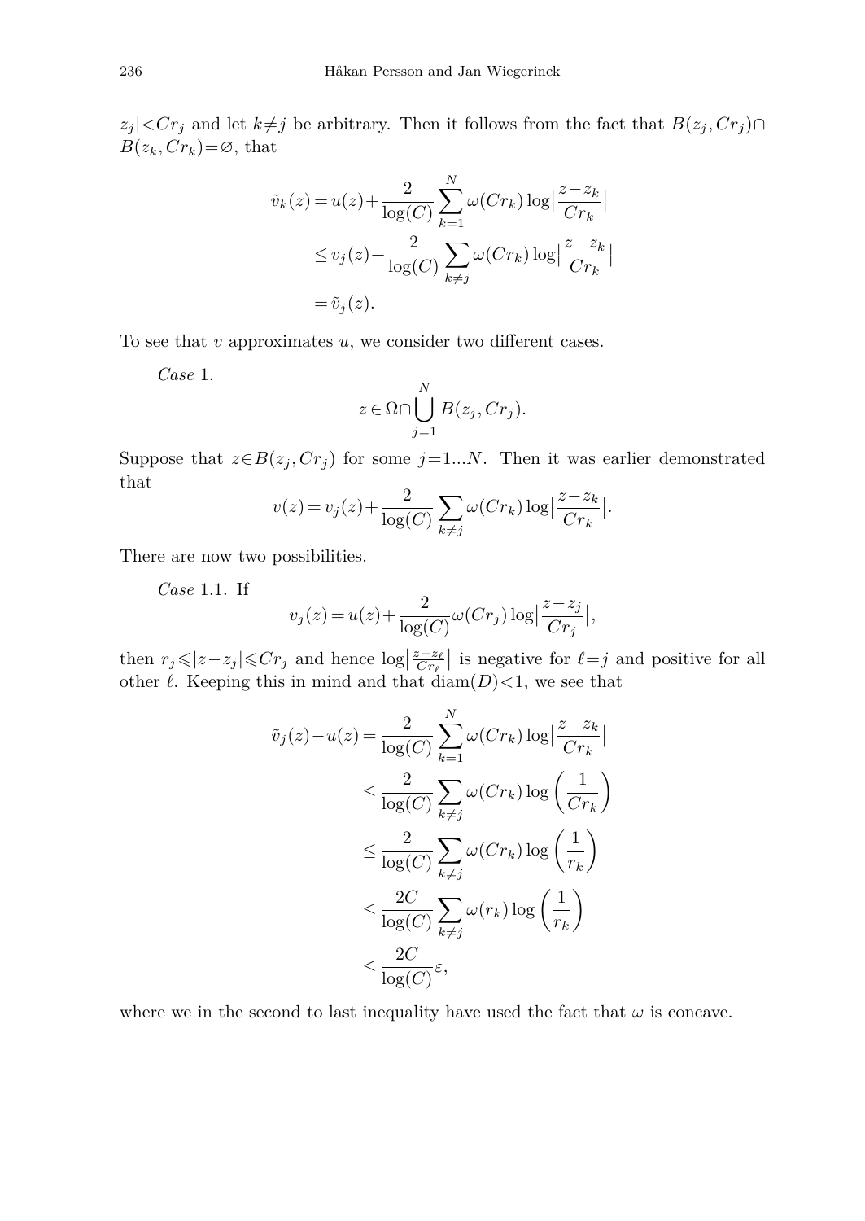$z_j|<Cr_j$ and let $k\neq j$ be arbitrary. Then it follows from the fact that $B(z_j, Cr_j)\cap B(z_k, Cr_k)=\varnothing$, that

$$
\begin{aligned}
\tilde{v}_k(z) &= u(z)+\frac{2}{\log(C)}\sum_{k=1}^{N}\omega(Cr_k)\log\Big|\frac{z-z_k}{Cr_k}\Big| \\
&\le v_j(z)+\frac{2}{\log(C)}\sum_{k\neq j}\omega(Cr_k)\log\Big|\frac{z-z_k}{Cr_k}\Big| \\
&= \tilde{v}_j(z).
\end{aligned}
$$

To see that $v$ approximates $u$, we consider two different cases.

*Case* 1.

$$
z\in\Omega\cap\bigcup_{j=1}^{N}B(z_j, Cr_j).
$$

Suppose that $z\in B(z_j, Cr_j)$ for some $j=1...N$. Then it was earlier demonstrated that

$$
v(z)=v_j(z)+\frac{2}{\log(C)}\sum_{k\neq j}\omega(Cr_k)\log\Big|\frac{z-z_k}{Cr_k}\Big|.
$$

There are now two possibilities.

*Case* 1.1. If

$$
v_j(z)=u(z)+\frac{2}{\log(C)}\omega(Cr_j)\log\Big|\frac{z-z_j}{Cr_j}\Big|,
$$

then $r_j\leqslant|z-z_j|\leqslant Cr_j$ and hence $\log\big|\frac{z-z_\ell}{Cr_\ell}\big|$ is negative for $\ell=j$ and positive for all other $\ell$. Keeping this in mind and that $\operatorname{diam}(D)<1$, we see that

$$
\begin{aligned}
\tilde{v}_j(z)-u(z) &= \frac{2}{\log(C)}\sum_{k=1}^{N}\omega(Cr_k)\log\Big|\frac{z-z_k}{Cr_k}\Big| \\
&\le \frac{2}{\log(C)}\sum_{k\neq j}\omega(Cr_k)\log\left(\frac{1}{Cr_k}\right) \\
&\le \frac{2}{\log(C)}\sum_{k\neq j}\omega(Cr_k)\log\left(\frac{1}{r_k}\right) \\
&\le \frac{2C}{\log(C)}\sum_{k\neq j}\omega(r_k)\log\left(\frac{1}{r_k}\right) \\
&\le \frac{2C}{\log(C)}\varepsilon,
\end{aligned}
$$

where we in the second to last inequality have used the fact that $\omega$ is concave.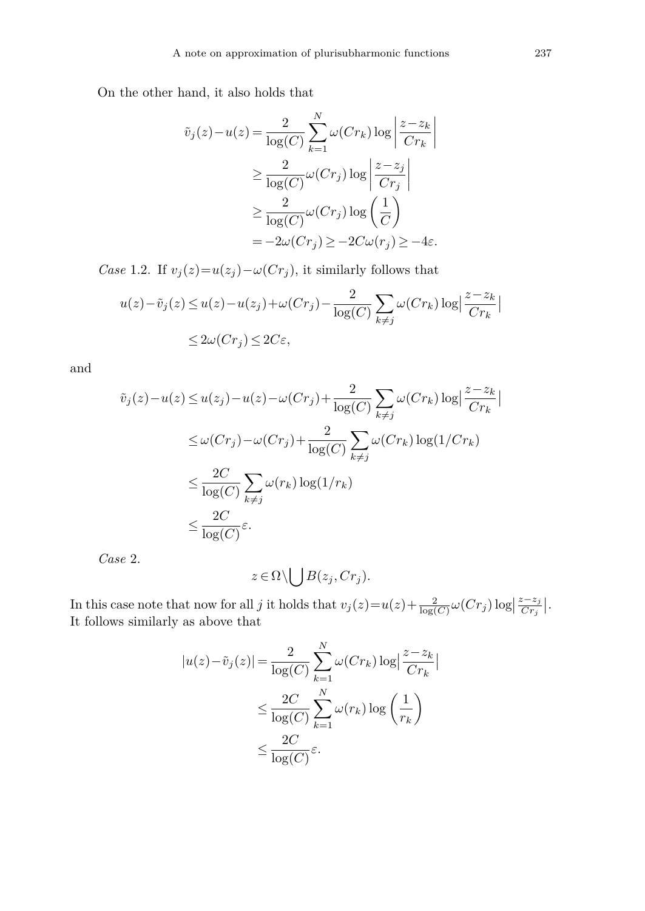On the other hand, it also holds that

$$
\begin{aligned}
\tilde{v}_j(z)-u(z) &= \frac{2}{\log(C)}\sum_{k=1}^{N}\omega(Cr_k)\log\left|\frac{z-z_k}{Cr_k}\right| \\
&\geq \frac{2}{\log(C)}\omega(Cr_j)\log\left|\frac{z-z_j}{Cr_j}\right| \\
&\geq \frac{2}{\log(C)}\omega(Cr_j)\log\left(\frac{1}{C}\right) \\
&= -2\omega(Cr_j)\geq -2C\omega(r_j)\geq -4\varepsilon.
\end{aligned}
$$

*Case* 1.2. If $v_j(z)=u(z_j)-\omega(Cr_j)$, it similarly follows that

$$
\begin{aligned}
u(z)-\tilde{v}_j(z) &\leq u(z)-u(z_j)+\omega(Cr_j)-\frac{2}{\log(C)}\sum_{k\neq j}\omega(Cr_k)\log\left|\frac{z-z_k}{Cr_k}\right| \\
&\leq 2\omega(Cr_j)\leq 2C\varepsilon,
\end{aligned}
$$

and

$$
\begin{aligned}
\tilde{v}_j(z)-u(z) &\leq u(z_j)-u(z)-\omega(Cr_j)+\frac{2}{\log(C)}\sum_{k\neq j}\omega(Cr_k)\log\left|\frac{z-z_k}{Cr_k}\right| \\
&\leq \omega(Cr_j)-\omega(Cr_j)+\frac{2}{\log(C)}\sum_{k\neq j}\omega(Cr_k)\log(1/Cr_k) \\
&\leq \frac{2C}{\log(C)}\sum_{k\neq j}\omega(r_k)\log(1/r_k) \\
&\leq \frac{2C}{\log(C)}\varepsilon.
\end{aligned}
$$

*Case* 2.

$$
z\in\Omega\setminus\bigcup B(z_j,Cr_j).
$$

In this case note that now for all $j$ it holds that $v_j(z)=u(z)+\frac{2}{\log(C)}\omega(Cr_j)\log\left|\frac{z-z_j}{Cr_j}\right|$. It follows similarly as above that

$$
\begin{aligned}
|u(z)-\tilde{v}_j(z)| &= \frac{2}{\log(C)}\sum_{k=1}^{N}\omega(Cr_k)\log\left|\frac{z-z_k}{Cr_k}\right| \\
&\leq \frac{2C}{\log(C)}\sum_{k=1}^{N}\omega(r_k)\log\left(\frac{1}{r_k}\right) \\
&\leq \frac{2C}{\log(C)}\varepsilon.
\end{aligned}
$$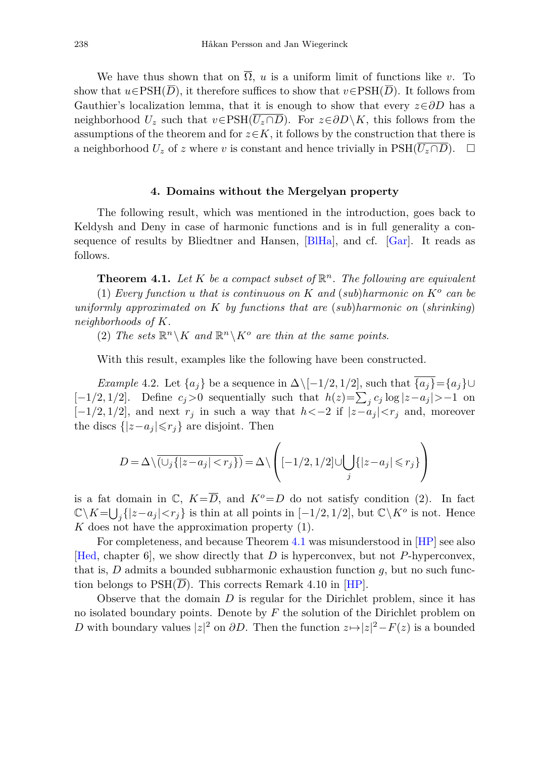We have thus shown that on $\overline{\Omega}$, $u$ is a uniform limit of functions like $v$. To show that $u\in \text{PSH}(\overline{D})$, it therefore suffices to show that $v\in \text{PSH}(\overline{D})$. It follows from Gauthier's localization lemma, that it is enough to show that every $z\in\partial D$ has a neighborhood $U_z$ such that $v\in\text{PSH}(\overline{U_z\cap D})$. For $z\in\partial D\setminus K$, this follows from the assumptions of the theorem and for $z\in K$, it follows by the construction that there is a neighborhood $U_z$ of $z$ where $v$ is constant and hence trivially in $\text{PSH}(\overline{U_z\cap D})$. □

## 4. Domains without the Mergelyan property

The following result, which was mentioned in the introduction, goes back to Keldysh and Deny in case of harmonic functions and is in full generality a consequence of results by Bliedtner and Hansen, [BlHa], and cf. [Gar]. It reads as follows.

**Theorem 4.1.** *Let $K$ be a compact subset of $\mathbb{R}^n$. The following are equivalent*

(1) *Every function $u$ that is continuous on $K$ and (sub)harmonic on $K^o$ can be uniformly approximated on $K$ by functions that are (sub)harmonic on (shrinking) neighborhoods of $K$.*

(2) *The sets $\mathbb{R}^n\setminus K$ and $\mathbb{R}^n\setminus K^o$ are thin at the same points.*

With this result, examples like the following have been constructed.

*Example* 4.2. Let $\{a_j\}$ be a sequence in $\Delta\setminus[-1/2,1/2]$, such that $\overline{\{a_j\}}=\{a_j\}\cup[-1/2,1/2]$. Define $c_j>0$ sequentially such that $h(z)=\sum_j c_j\log|z-a_j|>-1$ on $[-1/2,1/2]$, and next $r_j$ in such a way that $h<-2$ if $|z-a_j|<r_j$ and, moreover the discs $\{|z-a_j|\leqslant r_j\}$ are disjoint. Then

$$D=\Delta\setminus\overline{(\cup_j\{|z-a_j|<r_j\})}=\Delta\setminus\left([-1/2,1/2]\cup\bigcup_j\{|z-a_j|\leqslant r_j\}\right)$$

is a fat domain in $\mathbb{C}$, $K=\overline{D}$, and $K^o=D$ do not satisfy condition (2). In fact $\mathbb{C}\setminus K=\bigcup_j\{|z-a_j|<r_j\}$ is thin at all points in $[-1/2,1/2]$, but $\mathbb{C}\setminus K^o$ is not. Hence $K$ does not have the approximation property (1).

For completeness, and because Theorem 4.1 was misunderstood in [HP] see also [Hed, chapter 6], we show directly that $D$ is hyperconvex, but not $P$-hyperconvex, that is, $D$ admits a bounded subharmonic exhaustion function $g$, but no such function belongs to $\text{PSH}(\overline{D})$. This corrects Remark 4.10 in [HP].

Observe that the domain $D$ is regular for the Dirichlet problem, since it has no isolated boundary points. Denote by $F$ the solution of the Dirichlet problem on $D$ with boundary values $|z|^2$ on $\partial D$. Then the function $z\mapsto|z|^2-F(z)$ is a bounded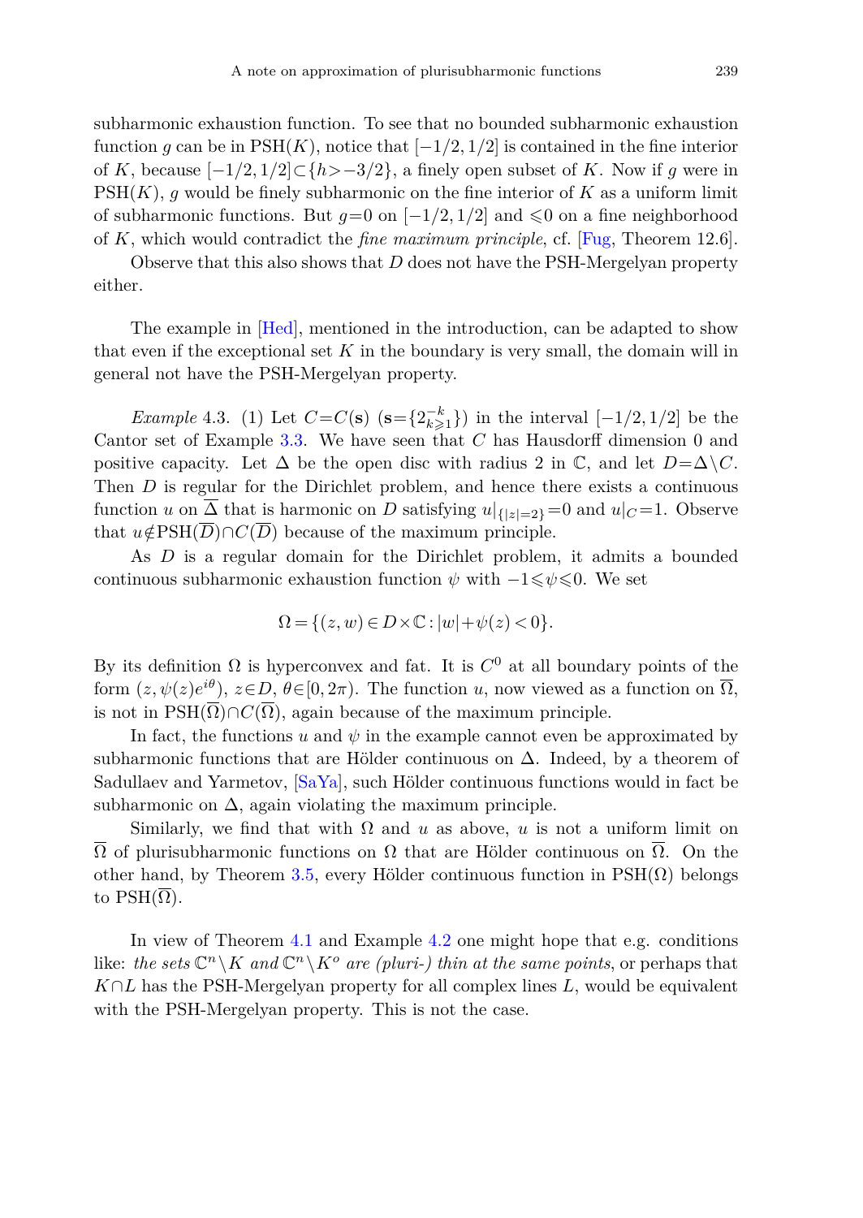subharmonic exhaustion function. To see that no bounded subharmonic exhaustion function $g$ can be in $\mathrm{PSH}(K)$, notice that $[-1/2, 1/2]$ is contained in the fine interior of $K$, because $[-1/2, 1/2] \subset \{h > -3/2\}$, a finely open subset of $K$. Now if $g$ were in $\mathrm{PSH}(K)$, $g$ would be finely subharmonic on the fine interior of $K$ as a uniform limit of subharmonic functions. But $g=0$ on $[-1/2, 1/2]$ and $\leqslant 0$ on a fine neighborhood of $K$, which would contradict the *fine maximum principle*, cf. [Fug, Theorem 12.6].

Observe that this also shows that $D$ does not have the PSH-Mergelyan property either.

The example in [Hed], mentioned in the introduction, can be adapted to show that even if the exceptional set $K$ in the boundary is very small, the domain will in general not have the PSH-Mergelyan property.

*Example* 4.3. (1) Let $C = C(\mathbf{s})$ ($\mathbf{s} = \{2^{-k}_{k \geqslant 1}\}$) in the interval $[-1/2, 1/2]$ be the Cantor set of Example 3.3. We have seen that $C$ has Hausdorff dimension 0 and positive capacity. Let $\Delta$ be the open disc with radius 2 in $\mathbb{C}$, and let $D = \Delta \setminus C$. Then $D$ is regular for the Dirichlet problem, and hence there exists a continuous function $u$ on $\overline{\Delta}$ that is harmonic on $D$ satisfying $u|_{\{|z|=2\}} = 0$ and $u|_C = 1$. Observe that $u \notin \mathrm{PSH}(\overline{D}) \cap C(\overline{D})$ because of the maximum principle.

As $D$ is a regular domain for the Dirichlet problem, it admits a bounded continuous subharmonic exhaustion function $\psi$ with $-1 \leqslant \psi \leqslant 0$. We set

$$\Omega = \{(z, w) \in D \times \mathbb{C} : |w| + \psi(z) < 0\}.$$

By its definition $\Omega$ is hyperconvex and fat. It is $C^0$ at all boundary points of the form $(z, \psi(z)e^{i\theta})$, $z \in D$, $\theta \in [0, 2\pi)$. The function $u$, now viewed as a function on $\overline{\Omega}$, is not in $\mathrm{PSH}(\overline{\Omega}) \cap C(\overline{\Omega})$, again because of the maximum principle.

In fact, the functions $u$ and $\psi$ in the example cannot even be approximated by subharmonic functions that are Hölder continuous on $\Delta$. Indeed, by a theorem of Sadullaev and Yarmetov, [SaYa], such Hölder continuous functions would in fact be subharmonic on $\Delta$, again violating the maximum principle.

Similarly, we find that with $\Omega$ and $u$ as above, $u$ is not a uniform limit on $\overline{\Omega}$ of plurisubharmonic functions on $\Omega$ that are Hölder continuous on $\overline{\Omega}$. On the other hand, by Theorem 3.5, every Hölder continuous function in $\mathrm{PSH}(\Omega)$ belongs to $\mathrm{PSH}(\overline{\Omega})$.

In view of Theorem 4.1 and Example 4.2 one might hope that e.g. conditions like: *the sets* $\mathbb{C}^n \setminus K$ *and* $\mathbb{C}^n \setminus K^o$ *are (pluri-) thin at the same points*, or perhaps that $K \cap L$ has the PSH-Mergelyan property for all complex lines $L$, would be equivalent with the PSH-Mergelyan property. This is not the case.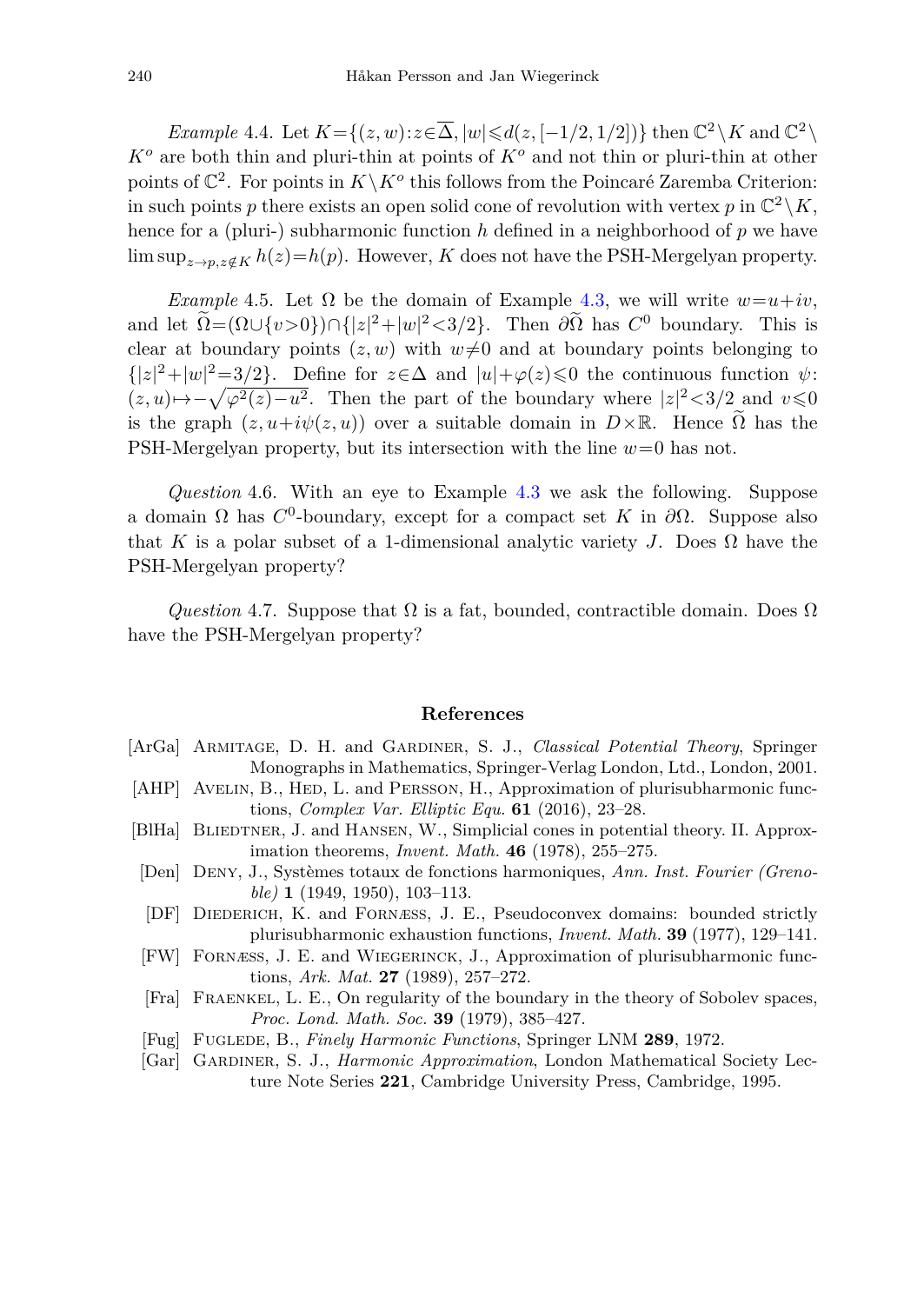*Example* 4.4. Let $K=\{(z,w):z\in\overline{\Delta}, |w|\leqslant d(z,[-1/2,1/2])\}$ then $\mathbb{C}^2\setminus K$ and $\mathbb{C}^2\setminus K^o$ are both thin and pluri-thin at points of $K^o$ and not thin or pluri-thin at other points of $\mathbb{C}^2$. For points in $K\setminus K^o$ this follows from the Poincaré Zaremba Criterion: in such points $p$ there exists an open solid cone of revolution with vertex $p$ in $\mathbb{C}^2\setminus K$, hence for a (pluri-) subharmonic function $h$ defined in a neighborhood of $p$ we have $\limsup_{z\to p, z\notin K} h(z)=h(p)$. However, $K$ does not have the PSH-Mergelyan property.

*Example* 4.5. Let $\Omega$ be the domain of Example 4.3, we will write $w=u+iv$, and let $\widetilde{\Omega}=(\Omega\cup\{v>0\})\cap\{|z|^2+|w|^2<3/2\}$. Then $\partial\widetilde{\Omega}$ has $C^0$ boundary. This is clear at boundary points $(z,w)$ with $w\neq 0$ and at boundary points belonging to $\{|z|^2+|w|^2=3/2\}$. Define for $z\in\Delta$ and $|u|+\varphi(z)\leqslant 0$ the continuous function $\psi$: $(z,u)\mapsto -\sqrt{\varphi^2(z)-u^2}$. Then the part of the boundary where $|z|^2<3/2$ and $v\leqslant 0$ is the graph $(z,u+i\psi(z,u))$ over a suitable domain in $D\times\mathbb{R}$. Hence $\widetilde{\Omega}$ has the PSH-Mergelyan property, but its intersection with the line $w=0$ has not.

*Question* 4.6. With an eye to Example 4.3 we ask the following. Suppose a domain $\Omega$ has $C^0$-boundary, except for a compact set $K$ in $\partial\Omega$. Suppose also that $K$ is a polar subset of a 1-dimensional analytic variety $J$. Does $\Omega$ have the PSH-Mergelyan property?

*Question* 4.7. Suppose that $\Omega$ is a fat, bounded, contractible domain. Does $\Omega$ have the PSH-Mergelyan property?

## References

[ArGa] Armitage, D. H. and Gardiner, S. J., *Classical Potential Theory*, Springer Monographs in Mathematics, Springer-Verlag London, Ltd., London, 2001.

[AHP] Avelin, B., Hed, L. and Persson, H., Approximation of plurisubharmonic functions, *Complex Var. Elliptic Equ.* **61** (2016), 23–28.

[BlHa] Bliedtner, J. and Hansen, W., Simplicial cones in potential theory. II. Approximation theorems, *Invent. Math.* **46** (1978), 255–275.

[Den] Deny, J., Systèmes totaux de fonctions harmoniques, *Ann. Inst. Fourier (Grenoble)* **1** (1949, 1950), 103–113.

[DF] Diederich, K. and Fornæss, J. E., Pseudoconvex domains: bounded strictly plurisubharmonic exhaustion functions, *Invent. Math.* **39** (1977), 129–141.

[FW] Fornæss, J. E. and Wiegerinck, J., Approximation of plurisubharmonic functions, *Ark. Mat.* **27** (1989), 257–272.

[Fra] Fraenkel, L. E., On regularity of the boundary in the theory of Sobolev spaces, *Proc. Lond. Math. Soc.* **39** (1979), 385–427.

[Fug] Fuglede, B., *Finely Harmonic Functions*, Springer LNM **289**, 1972.

[Gar] Gardiner, S. J., *Harmonic Approximation*, London Mathematical Society Lecture Note Series **221**, Cambridge University Press, Cambridge, 1995.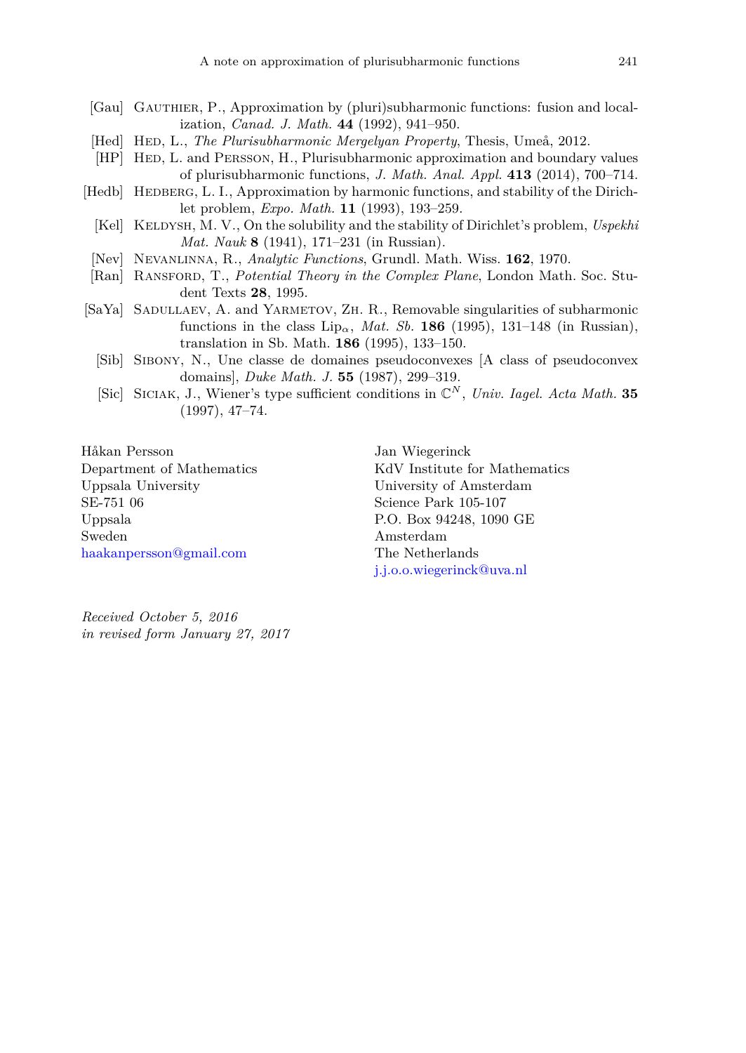- [Gau] Gauthier, P., Approximation by (pluri)subharmonic functions: fusion and localization, *Canad. J. Math.* **44** (1992), 941–950.
- [Hed] Hed, L., *The Plurisubharmonic Mergelyan Property*, Thesis, Umeå, 2012.
- [HP] Hed, L. and Persson, H., Plurisubharmonic approximation and boundary values of plurisubharmonic functions, *J. Math. Anal. Appl.* **413** (2014), 700–714.
- [Hedb] Hedberg, L. I., Approximation by harmonic functions, and stability of the Dirichlet problem, *Expo. Math.* **11** (1993), 193–259.
- [Kel] Keldysh, M. V., On the solubility and the stability of Dirichlet's problem, *Uspekhi Mat. Nauk* **8** (1941), 171–231 (in Russian).
- [Nev] Nevanlinna, R., *Analytic Functions*, Grundl. Math. Wiss. **162**, 1970.
- [Ran] Ransford, T., *Potential Theory in the Complex Plane*, London Math. Soc. Student Texts **28**, 1995.
- [SaYa] Sadullaev, A. and Yarmetov, Zh. R., Removable singularities of subharmonic functions in the class $\mathrm{Lip}_\alpha$, *Mat. Sb.* **186** (1995), 131–148 (in Russian), translation in Sb. Math. **186** (1995), 133–150.
- [Sib] Sibony, N., Une classe de domaines pseudoconvexes [A class of pseudoconvex domains], *Duke Math. J.* **55** (1987), 299–319.
- [Sic] Siciak, J., Wiener's type sufficient conditions in $\mathbb{C}^N$, *Univ. Iagel. Acta Math.* **35** (1997), 47–74.

Håkan Persson
Department of Mathematics
Uppsala University
SE-751 06
Uppsala
Sweden
haakanpersson@gmail.com

Jan Wiegerinck
KdV Institute for Mathematics
University of Amsterdam
Science Park 105-107
P.O. Box 94248, 1090 GE
Amsterdam
The Netherlands
j.j.o.o.wiegerinck@uva.nl

*Received October 5, 2016*
*in revised form January 27, 2017*